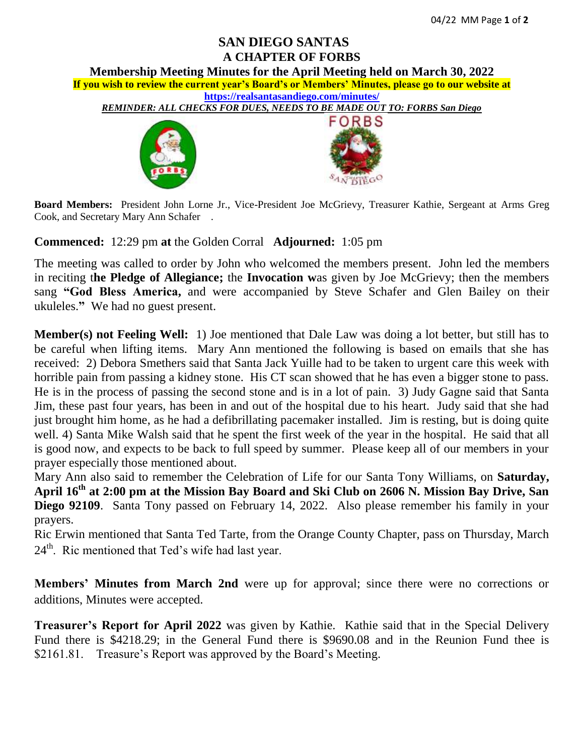# SAN DIEGO SANTAS
# A CHAPTER OF FORBS

### Membership Meeting Minutes for the April Meeting held on March 30, 2022

**If you wish to review the current year's Board's or Members' Minutes, please go to our website at https://realsantasandiego.com/minutes/**

***REMINDER: ALL CHECKS FOR DUES, NEEDS TO BE MADE OUT TO: FORBS San Diego***

**Board Members:** President John Lorne Jr., Vice-President Joe McGrievy, Treasurer Kathie, Sergeant at Arms Greg Cook, and Secretary Mary Ann Schafer .

**Commenced:** 12:29 pm **at** the Golden Corral **Adjourned:** 1:05 pm

The meeting was called to order by John who welcomed the members present. John led the members in reciting t**he Pledge of Allegiance;** the **Invocation w**as given by Joe McGrievy; then the members sang **"God Bless America,** and were accompanied by Steve Schafer and Glen Bailey on their ukuleles.**"** We had no guest present.

**Member(s) not Feeling Well:** 1) Joe mentioned that Dale Law was doing a lot better, but still has to be careful when lifting items. Mary Ann mentioned the following is based on emails that she has received: 2) Debora Smethers said that Santa Jack Yuille had to be taken to urgent care this week with horrible pain from passing a kidney stone. His CT scan showed that he has even a bigger stone to pass. He is in the process of passing the second stone and is in a lot of pain. 3) Judy Gagne said that Santa Jim, these past four years, has been in and out of the hospital due to his heart. Judy said that she had just brought him home, as he had a defibrillating pacemaker installed. Jim is resting, but is doing quite well. 4) Santa Mike Walsh said that he spent the first week of the year in the hospital. He said that all is good now, and expects to be back to full speed by summer. Please keep all of our members in your prayer especially those mentioned about.

Mary Ann also said to remember the Celebration of Life for our Santa Tony Williams, on **Saturday, April 16th at 2:00 pm at the Mission Bay Board and Ski Club on 2606 N. Mission Bay Drive, San Diego 92109**. Santa Tony passed on February 14, 2022. Also please remember his family in your prayers.

Ric Erwin mentioned that Santa Ted Tarte, from the Orange County Chapter, pass on Thursday, March 24th. Ric mentioned that Ted's wife had last year.

**Members' Minutes from March 2nd** were up for approval; since there were no corrections or additions, Minutes were accepted.

**Treasurer's Report for April 2022** was given by Kathie. Kathie said that in the Special Delivery Fund there is $4218.29; in the General Fund there is $9690.08 and in the Reunion Fund thee is $2161.81. Treasure's Report was approved by the Board's Meeting.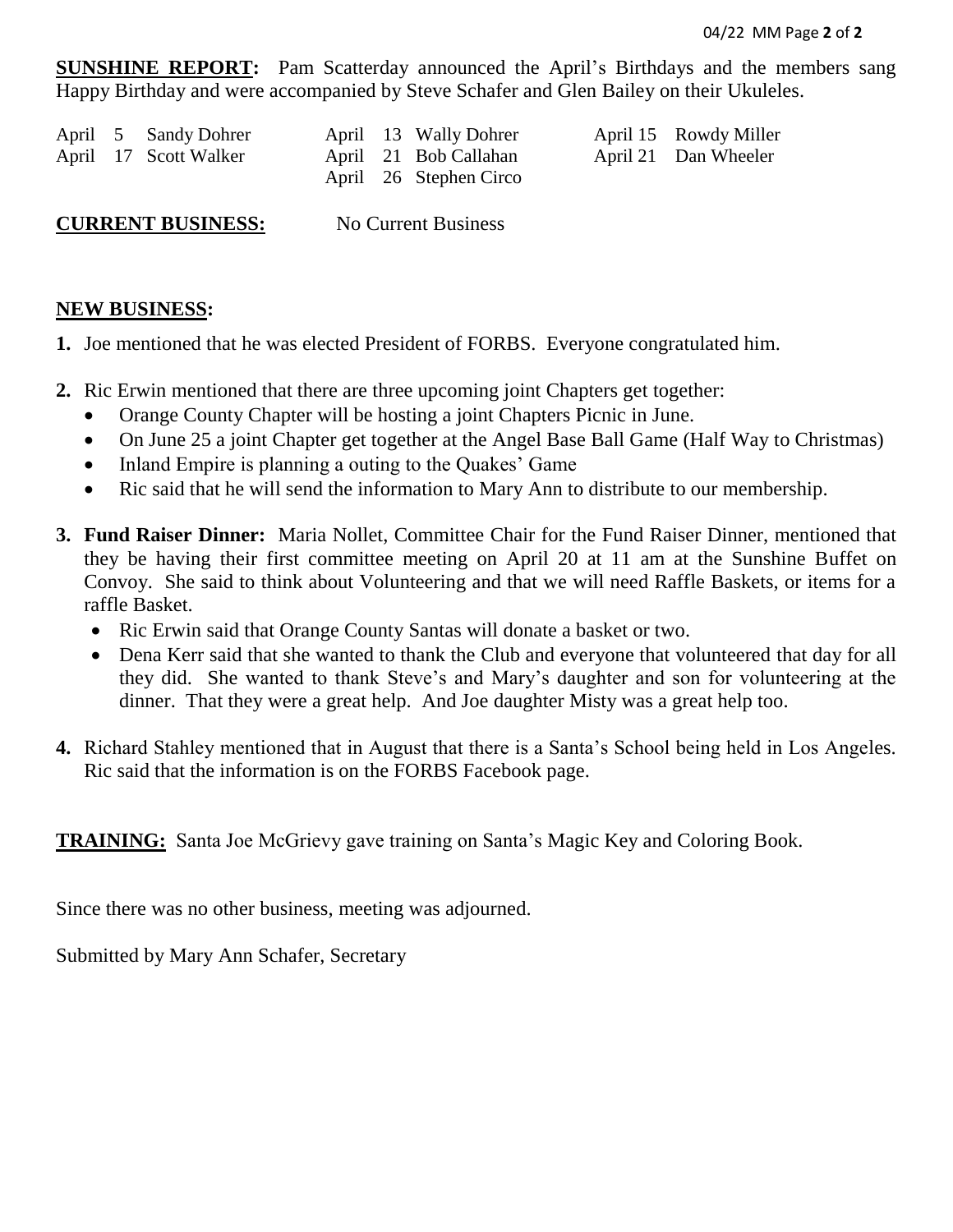**SUNSHINE REPORT:** Pam Scatterday announced the April's Birthdays and the members sang Happy Birthday and were accompanied by Steve Schafer and Glen Bailey on their Ukuleles.

| | | |
|---|---|---|
| April 5 Sandy Dohrer | April 13 Wally Dohrer | April 15 Rowdy Miller |
| April 17 Scott Walker | April 21 Bob Callahan | April 21 Dan Wheeler |
| | April 26 Stephen Circo | |

**CURRENT BUSINESS:** No Current Business

**NEW BUSINESS:**

1. Joe mentioned that he was elected President of FORBS. Everyone congratulated him.

2. Ric Erwin mentioned that there are three upcoming joint Chapters get together:
   - Orange County Chapter will be hosting a joint Chapters Picnic in June.
   - On June 25 a joint Chapter get together at the Angel Base Ball Game (Half Way to Christmas)
   - Inland Empire is planning a outing to the Quakes' Game
   - Ric said that he will send the information to Mary Ann to distribute to our membership.

3. **Fund Raiser Dinner:** Maria Nollet, Committee Chair for the Fund Raiser Dinner, mentioned that they be having their first committee meeting on April 20 at 11 am at the Sunshine Buffet on Convoy. She said to think about Volunteering and that we will need Raffle Baskets, or items for a raffle Basket.
   - Ric Erwin said that Orange County Santas will donate a basket or two.
   - Dena Kerr said that she wanted to thank the Club and everyone that volunteered that day for all they did. She wanted to thank Steve's and Mary's daughter and son for volunteering at the dinner. That they were a great help. And Joe daughter Misty was a great help too.

4. Richard Stahley mentioned that in August that there is a Santa's School being held in Los Angeles. Ric said that the information is on the FORBS Facebook page.

**TRAINING:** Santa Joe McGrievy gave training on Santa's Magic Key and Coloring Book.

Since there was no other business, meeting was adjourned.

Submitted by Mary Ann Schafer, Secretary